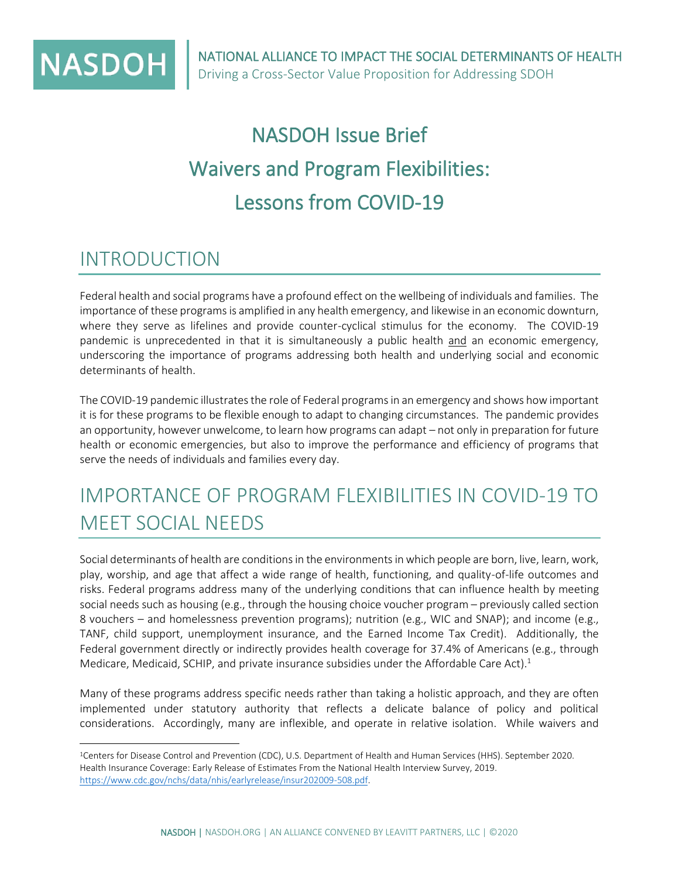NASDOH

NATIONAL ALLIANCE TO IMPACT THE SOCIAL DETERMINANTS OF HEALTH
Driving a Cross-Sector Value Proposition for Addressing SDOH

# NASDOH Issue Brief
# Waivers and Program Flexibilities: Lessons from COVID-19

## INTRODUCTION

Federal health and social programs have a profound effect on the wellbeing of individuals and families. The importance of these programs is amplified in any health emergency, and likewise in an economic downturn, where they serve as lifelines and provide counter-cyclical stimulus for the economy. The COVID-19 pandemic is unprecedented in that it is simultaneously a public health and an economic emergency, underscoring the importance of programs addressing both health and underlying social and economic determinants of health.

The COVID-19 pandemic illustrates the role of Federal programs in an emergency and shows how important it is for these programs to be flexible enough to adapt to changing circumstances. The pandemic provides an opportunity, however unwelcome, to learn how programs can adapt – not only in preparation for future health or economic emergencies, but also to improve the performance and efficiency of programs that serve the needs of individuals and families every day.

## IMPORTANCE OF PROGRAM FLEXIBILITIES IN COVID-19 TO MEET SOCIAL NEEDS

Social determinants of health are conditions in the environments in which people are born, live, learn, work, play, worship, and age that affect a wide range of health, functioning, and quality-of-life outcomes and risks. Federal programs address many of the underlying conditions that can influence health by meeting social needs such as housing (e.g., through the housing choice voucher program – previously called section 8 vouchers – and homelessness prevention programs); nutrition (e.g., WIC and SNAP); and income (e.g., TANF, child support, unemployment insurance, and the Earned Income Tax Credit). Additionally, the Federal government directly or indirectly provides health coverage for 37.4% of Americans (e.g., through Medicare, Medicaid, SCHIP, and private insurance subsidies under the Affordable Care Act).[1]

Many of these programs address specific needs rather than taking a holistic approach, and they are often implemented under statutory authority that reflects a delicate balance of policy and political considerations. Accordingly, many are inflexible, and operate in relative isolation. While waivers and

[1]Centers for Disease Control and Prevention (CDC), U.S. Department of Health and Human Services (HHS). September 2020. Health Insurance Coverage: Early Release of Estimates From the National Health Interview Survey, 2019. https://www.cdc.gov/nchs/data/nhis/earlyrelease/insur202009-508.pdf.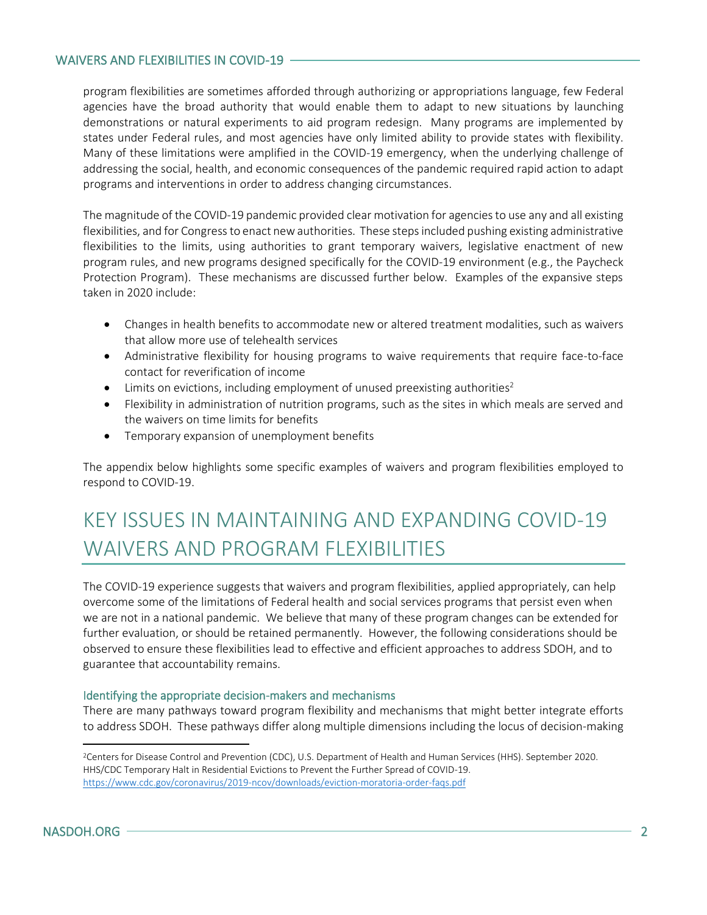program flexibilities are sometimes afforded through authorizing or appropriations language, few Federal agencies have the broad authority that would enable them to adapt to new situations by launching demonstrations or natural experiments to aid program redesign. Many programs are implemented by states under Federal rules, and most agencies have only limited ability to provide states with flexibility. Many of these limitations were amplified in the COVID-19 emergency, when the underlying challenge of addressing the social, health, and economic consequences of the pandemic required rapid action to adapt programs and interventions in order to address changing circumstances.

The magnitude of the COVID-19 pandemic provided clear motivation for agencies to use any and all existing flexibilities, and for Congress to enact new authorities. These steps included pushing existing administrative flexibilities to the limits, using authorities to grant temporary waivers, legislative enactment of new program rules, and new programs designed specifically for the COVID-19 environment (e.g., the Paycheck Protection Program). These mechanisms are discussed further below. Examples of the expansive steps taken in 2020 include:

- Changes in health benefits to accommodate new or altered treatment modalities, such as waivers that allow more use of telehealth services
- Administrative flexibility for housing programs to waive requirements that require face-to-face contact for reverification of income
- Limits on evictions, including employment of unused preexisting authorities[2]
- Flexibility in administration of nutrition programs, such as the sites in which meals are served and the waivers on time limits for benefits
- Temporary expansion of unemployment benefits

The appendix below highlights some specific examples of waivers and program flexibilities employed to respond to COVID-19.

# KEY ISSUES IN MAINTAINING AND EXPANDING COVID-19 WAIVERS AND PROGRAM FLEXIBILITIES

The COVID-19 experience suggests that waivers and program flexibilities, applied appropriately, can help overcome some of the limitations of Federal health and social services programs that persist even when we are not in a national pandemic. We believe that many of these program changes can be extended for further evaluation, or should be retained permanently. However, the following considerations should be observed to ensure these flexibilities lead to effective and efficient approaches to address SDOH, and to guarantee that accountability remains.

### Identifying the appropriate decision-makers and mechanisms

There are many pathways toward program flexibility and mechanisms that might better integrate efforts to address SDOH. These pathways differ along multiple dimensions including the locus of decision-making

[2] Centers for Disease Control and Prevention (CDC), U.S. Department of Health and Human Services (HHS). September 2020. HHS/CDC Temporary Halt in Residential Evictions to Prevent the Further Spread of COVID-19. https://www.cdc.gov/coronavirus/2019-ncov/downloads/eviction-moratoria-order-faqs.pdf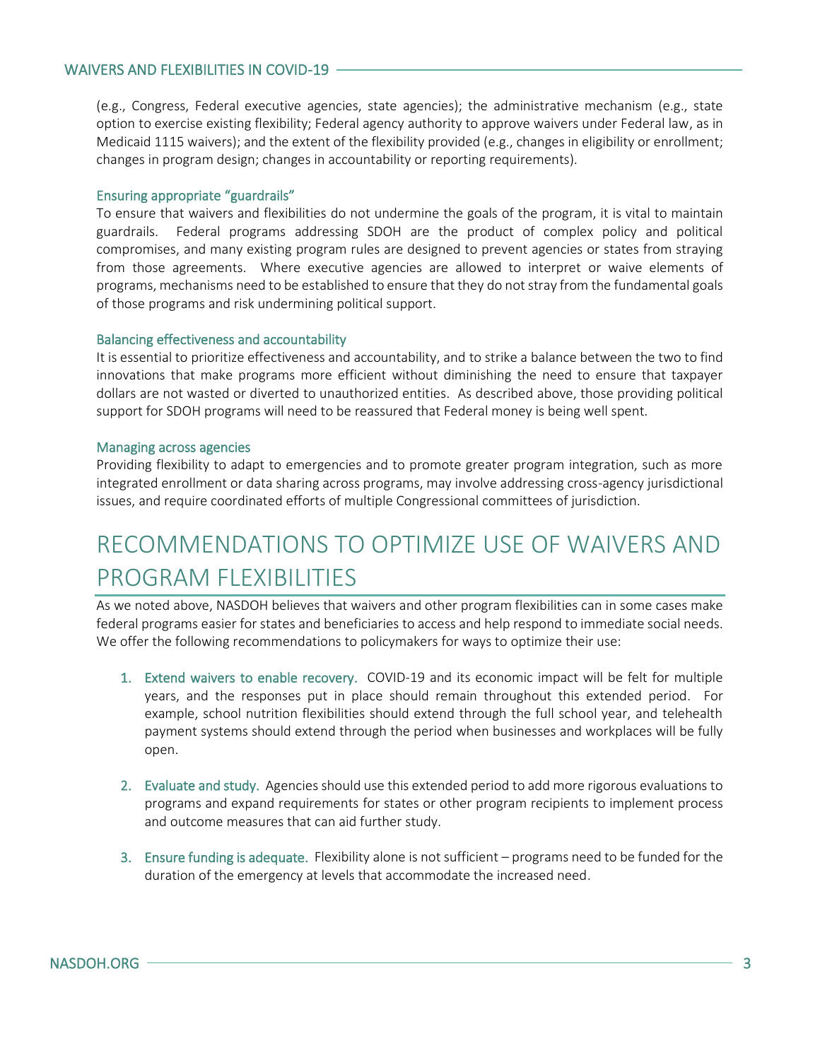(e.g., Congress, Federal executive agencies, state agencies); the administrative mechanism (e.g., state option to exercise existing flexibility; Federal agency authority to approve waivers under Federal law, as in Medicaid 1115 waivers); and the extent of the flexibility provided (e.g., changes in eligibility or enrollment; changes in program design; changes in accountability or reporting requirements).

### Ensuring appropriate "guardrails"

To ensure that waivers and flexibilities do not undermine the goals of the program, it is vital to maintain guardrails. Federal programs addressing SDOH are the product of complex policy and political compromises, and many existing program rules are designed to prevent agencies or states from straying from those agreements. Where executive agencies are allowed to interpret or waive elements of programs, mechanisms need to be established to ensure that they do not stray from the fundamental goals of those programs and risk undermining political support.

### Balancing effectiveness and accountability

It is essential to prioritize effectiveness and accountability, and to strike a balance between the two to find innovations that make programs more efficient without diminishing the need to ensure that taxpayer dollars are not wasted or diverted to unauthorized entities. As described above, those providing political support for SDOH programs will need to be reassured that Federal money is being well spent.

### Managing across agencies

Providing flexibility to adapt to emergencies and to promote greater program integration, such as more integrated enrollment or data sharing across programs, may involve addressing cross-agency jurisdictional issues, and require coordinated efforts of multiple Congressional committees of jurisdiction.

# RECOMMENDATIONS TO OPTIMIZE USE OF WAIVERS AND PROGRAM FLEXIBILITIES

As we noted above, NASDOH believes that waivers and other program flexibilities can in some cases make federal programs easier for states and beneficiaries to access and help respond to immediate social needs. We offer the following recommendations to policymakers for ways to optimize their use:

1. **Extend waivers to enable recovery.** COVID-19 and its economic impact will be felt for multiple years, and the responses put in place should remain throughout this extended period. For example, school nutrition flexibilities should extend through the full school year, and telehealth payment systems should extend through the period when businesses and workplaces will be fully open.

2. **Evaluate and study.** Agencies should use this extended period to add more rigorous evaluations to programs and expand requirements for states or other program recipients to implement process and outcome measures that can aid further study.

3. **Ensure funding is adequate.** Flexibility alone is not sufficient – programs need to be funded for the duration of the emergency at levels that accommodate the increased need.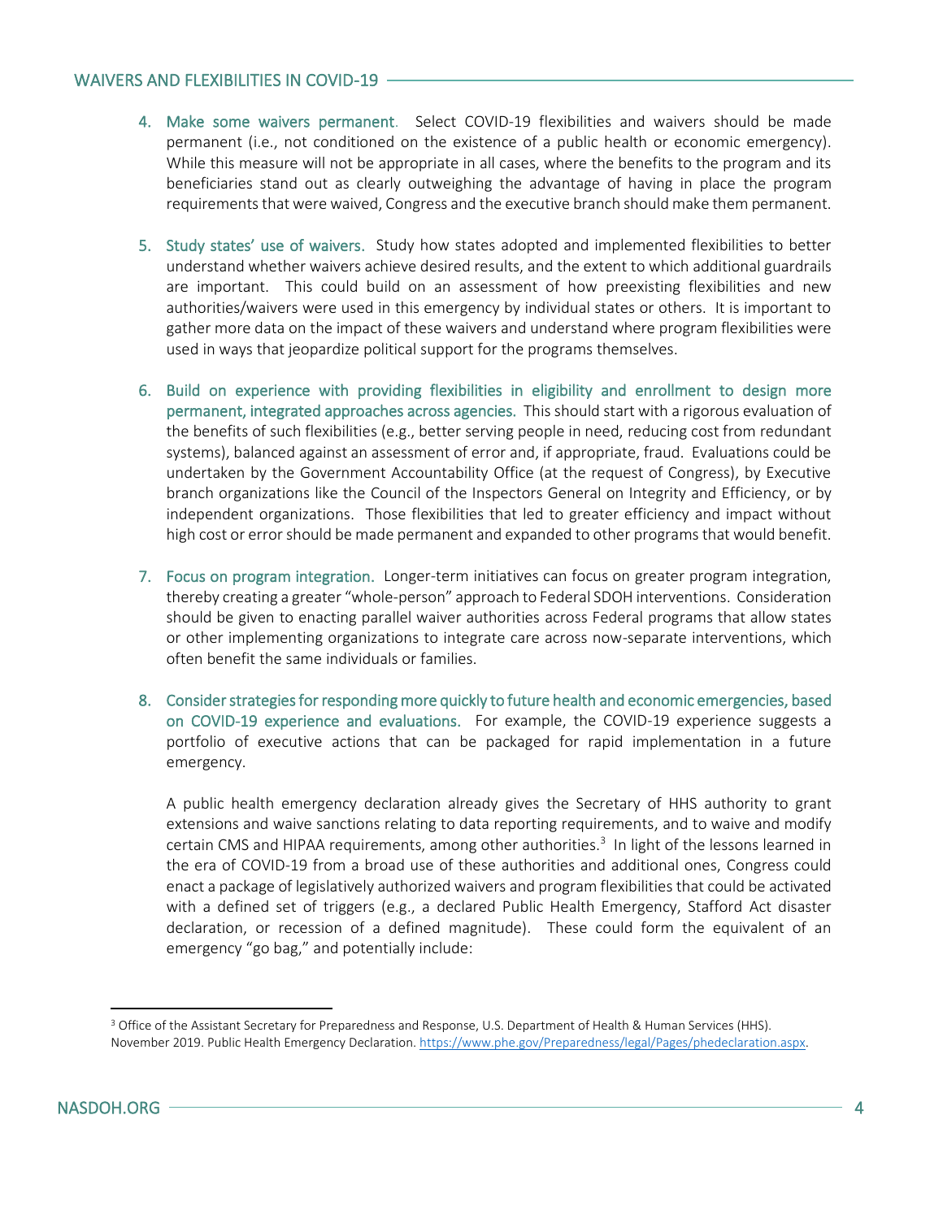4. **Make some waivers permanent.** Select COVID-19 flexibilities and waivers should be made permanent (i.e., not conditioned on the existence of a public health or economic emergency). While this measure will not be appropriate in all cases, where the benefits to the program and its beneficiaries stand out as clearly outweighing the advantage of having in place the program requirements that were waived, Congress and the executive branch should make them permanent.

5. **Study states' use of waivers.** Study how states adopted and implemented flexibilities to better understand whether waivers achieve desired results, and the extent to which additional guardrails are important. This could build on an assessment of how preexisting flexibilities and new authorities/waivers were used in this emergency by individual states or others. It is important to gather more data on the impact of these waivers and understand where program flexibilities were used in ways that jeopardize political support for the programs themselves.

6. **Build on experience with providing flexibilities in eligibility and enrollment to design more permanent, integrated approaches across agencies.** This should start with a rigorous evaluation of the benefits of such flexibilities (e.g., better serving people in need, reducing cost from redundant systems), balanced against an assessment of error and, if appropriate, fraud. Evaluations could be undertaken by the Government Accountability Office (at the request of Congress), by Executive branch organizations like the Council of the Inspectors General on Integrity and Efficiency, or by independent organizations. Those flexibilities that led to greater efficiency and impact without high cost or error should be made permanent and expanded to other programs that would benefit.

7. **Focus on program integration.** Longer-term initiatives can focus on greater program integration, thereby creating a greater "whole-person" approach to Federal SDOH interventions. Consideration should be given to enacting parallel waiver authorities across Federal programs that allow states or other implementing organizations to integrate care across now-separate interventions, which often benefit the same individuals or families.

8. **Consider strategies for responding more quickly to future health and economic emergencies, based on COVID-19 experience and evaluations.** For example, the COVID-19 experience suggests a portfolio of executive actions that can be packaged for rapid implementation in a future emergency.

   A public health emergency declaration already gives the Secretary of HHS authority to grant extensions and waive sanctions relating to data reporting requirements, and to waive and modify certain CMS and HIPAA requirements, among other authorities.[3] In light of the lessons learned in the era of COVID-19 from a broad use of these authorities and additional ones, Congress could enact a package of legislatively authorized waivers and program flexibilities that could be activated with a defined set of triggers (e.g., a declared Public Health Emergency, Stafford Act disaster declaration, or recession of a defined magnitude). These could form the equivalent of an emergency "go bag," and potentially include:

---

[3] Office of the Assistant Secretary for Preparedness and Response, U.S. Department of Health & Human Services (HHS). November 2019. Public Health Emergency Declaration. https://www.phe.gov/Preparedness/legal/Pages/phedeclaration.aspx.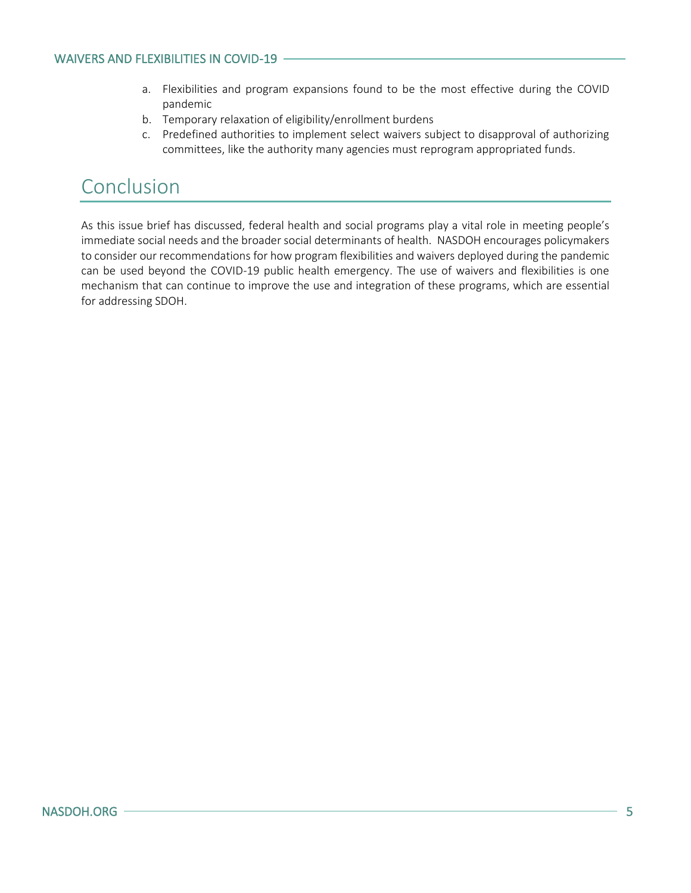a. Flexibilities and program expansions found to be the most effective during the COVID pandemic
b. Temporary relaxation of eligibility/enrollment burdens
c. Predefined authorities to implement select waivers subject to disapproval of authorizing committees, like the authority many agencies must reprogram appropriated funds.

# Conclusion

As this issue brief has discussed, federal health and social programs play a vital role in meeting people's immediate social needs and the broader social determinants of health. NASDOH encourages policymakers to consider our recommendations for how program flexibilities and waivers deployed during the pandemic can be used beyond the COVID-19 public health emergency. The use of waivers and flexibilities is one mechanism that can continue to improve the use and integration of these programs, which are essential for addressing SDOH.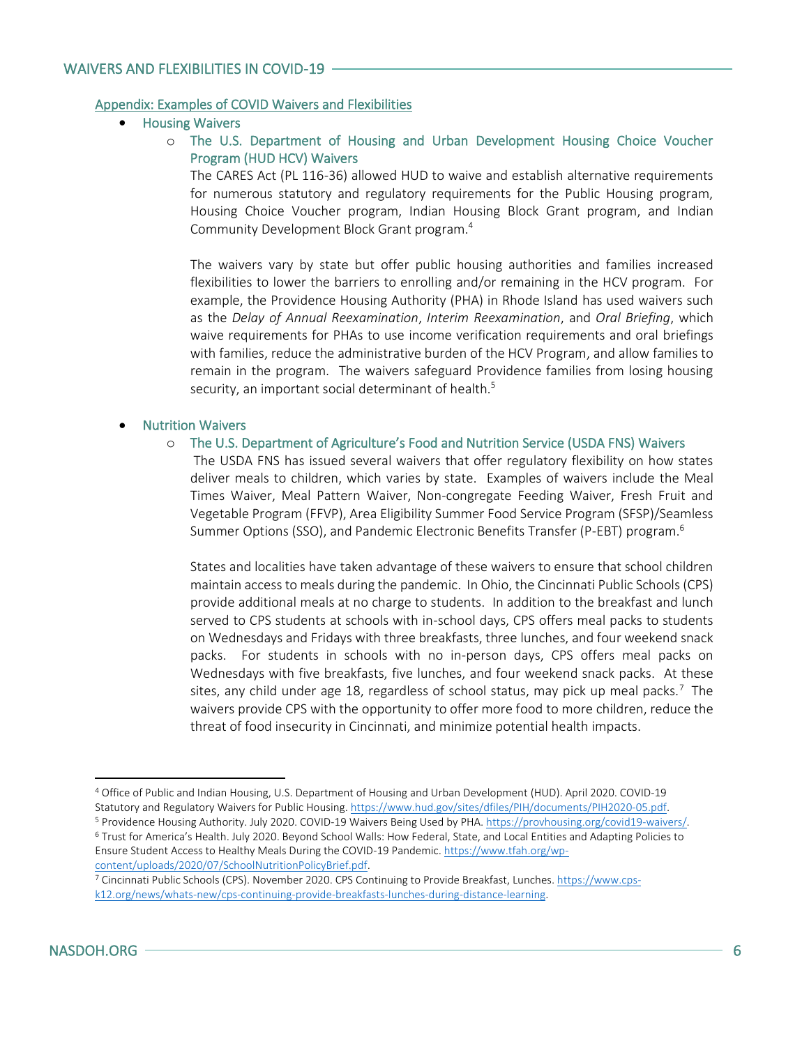## Appendix: Examples of COVID Waivers and Flexibilities

- Housing Waivers
  - The U.S. Department of Housing and Urban Development Housing Choice Voucher Program (HUD HCV) Waivers

    The CARES Act (PL 116-36) allowed HUD to waive and establish alternative requirements for numerous statutory and regulatory requirements for the Public Housing program, Housing Choice Voucher program, Indian Housing Block Grant program, and Indian Community Development Block Grant program.[4]

    The waivers vary by state but offer public housing authorities and families increased flexibilities to lower the barriers to enrolling and/or remaining in the HCV program. For example, the Providence Housing Authority (PHA) in Rhode Island has used waivers such as the *Delay of Annual Reexamination*, *Interim Reexamination*, and *Oral Briefing*, which waive requirements for PHAs to use income verification requirements and oral briefings with families, reduce the administrative burden of the HCV Program, and allow families to remain in the program. The waivers safeguard Providence families from losing housing security, an important social determinant of health.[5]

- Nutrition Waivers
  - The U.S. Department of Agriculture's Food and Nutrition Service (USDA FNS) Waivers

    The USDA FNS has issued several waivers that offer regulatory flexibility on how states deliver meals to children, which varies by state. Examples of waivers include the Meal Times Waiver, Meal Pattern Waiver, Non-congregate Feeding Waiver, Fresh Fruit and Vegetable Program (FFVP), Area Eligibility Summer Food Service Program (SFSP)/Seamless Summer Options (SSO), and Pandemic Electronic Benefits Transfer (P-EBT) program.[6]

    States and localities have taken advantage of these waivers to ensure that school children maintain access to meals during the pandemic. In Ohio, the Cincinnati Public Schools (CPS) provide additional meals at no charge to students. In addition to the breakfast and lunch served to CPS students at schools with in-school days, CPS offers meal packs to students on Wednesdays and Fridays with three breakfasts, three lunches, and four weekend snack packs. For students in schools with no in-person days, CPS offers meal packs on Wednesdays with five breakfasts, five lunches, and four weekend snack packs. At these sites, any child under age 18, regardless of school status, may pick up meal packs.[7] The waivers provide CPS with the opportunity to offer more food to more children, reduce the threat of food insecurity in Cincinnati, and minimize potential health impacts.

---

[4] Office of Public and Indian Housing, U.S. Department of Housing and Urban Development (HUD). April 2020. COVID-19 Statutory and Regulatory Waivers for Public Housing. https://www.hud.gov/sites/dfiles/PIH/documents/PIH2020-05.pdf.

[5] Providence Housing Authority. July 2020. COVID-19 Waivers Being Used by PHA. https://provhousing.org/covid19-waivers/.

[6] Trust for America's Health. July 2020. Beyond School Walls: How Federal, State, and Local Entities and Adapting Policies to Ensure Student Access to Healthy Meals During the COVID-19 Pandemic. https://www.tfah.org/wp-content/uploads/2020/07/SchoolNutritionPolicyBrief.pdf.

[7] Cincinnati Public Schools (CPS). November 2020. CPS Continuing to Provide Breakfast, Lunches. https://www.cps-k12.org/news/whats-new/cps-continuing-provide-breakfasts-lunches-during-distance-learning.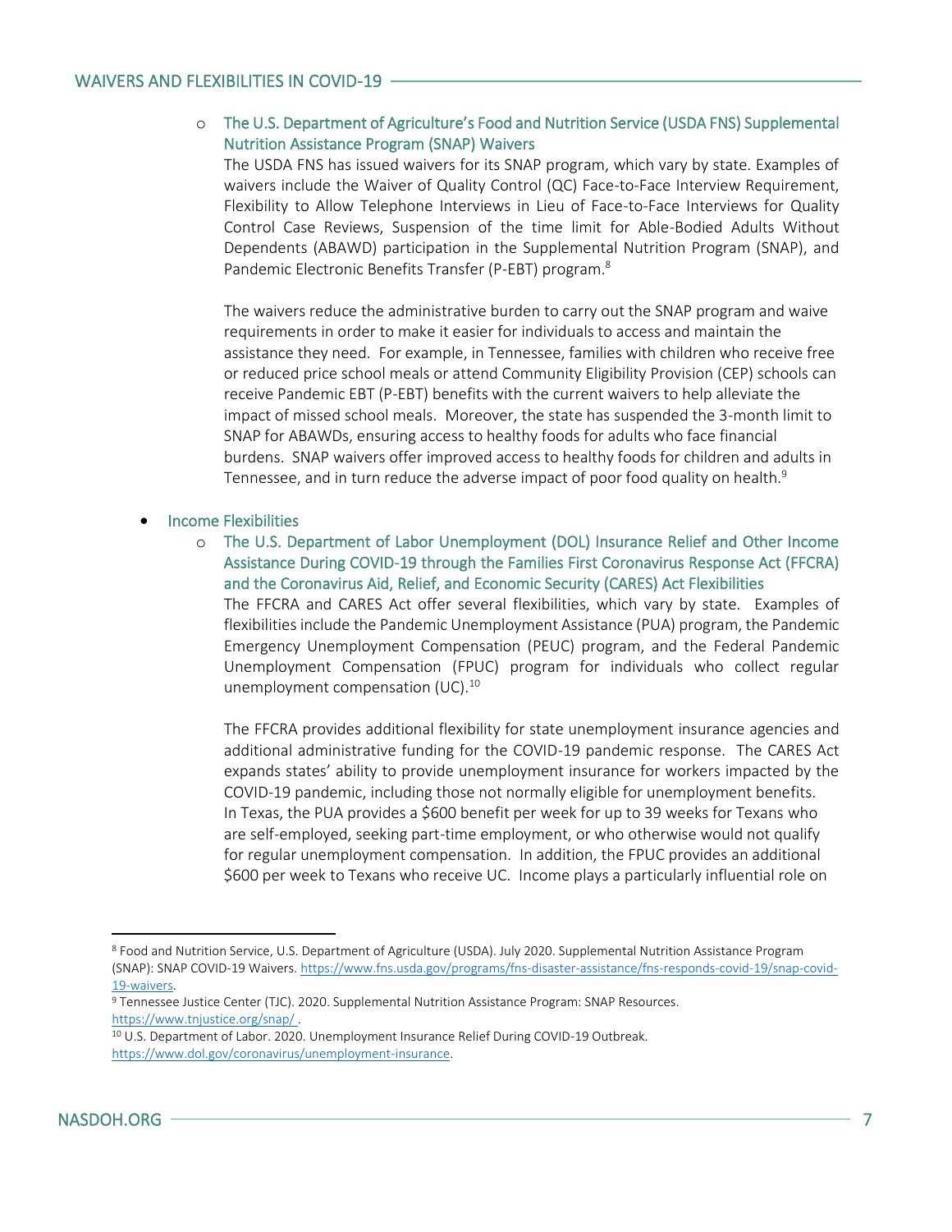- The U.S. Department of Agriculture's Food and Nutrition Service (USDA FNS) Supplemental Nutrition Assistance Program (SNAP) Waivers

  The USDA FNS has issued waivers for its SNAP program, which vary by state. Examples of waivers include the Waiver of Quality Control (QC) Face-to-Face Interview Requirement, Flexibility to Allow Telephone Interviews in Lieu of Face-to-Face Interviews for Quality Control Case Reviews, Suspension of the time limit for Able-Bodied Adults Without Dependents (ABAWD) participation in the Supplemental Nutrition Program (SNAP), and Pandemic Electronic Benefits Transfer (P-EBT) program.[8]

  The waivers reduce the administrative burden to carry out the SNAP program and waive requirements in order to make it easier for individuals to access and maintain the assistance they need. For example, in Tennessee, families with children who receive free or reduced price school meals or attend Community Eligibility Provision (CEP) schools can receive Pandemic EBT (P-EBT) benefits with the current waivers to help alleviate the impact of missed school meals. Moreover, the state has suspended the 3-month limit to SNAP for ABAWDs, ensuring access to healthy foods for adults who face financial burdens. SNAP waivers offer improved access to healthy foods for children and adults in Tennessee, and in turn reduce the adverse impact of poor food quality on health.[9]

- Income Flexibilities
  - The U.S. Department of Labor Unemployment (DOL) Insurance Relief and Other Income Assistance During COVID-19 through the Families First Coronavirus Response Act (FFCRA) and the Coronavirus Aid, Relief, and Economic Security (CARES) Act Flexibilities

    The FFCRA and CARES Act offer several flexibilities, which vary by state. Examples of flexibilities include the Pandemic Unemployment Assistance (PUA) program, the Pandemic Emergency Unemployment Compensation (PEUC) program, and the Federal Pandemic Unemployment Compensation (FPUC) program for individuals who collect regular unemployment compensation (UC).[10]

    The FFCRA provides additional flexibility for state unemployment insurance agencies and additional administrative funding for the COVID-19 pandemic response. The CARES Act expands states' ability to provide unemployment insurance for workers impacted by the COVID-19 pandemic, including those not normally eligible for unemployment benefits. In Texas, the PUA provides a $600 benefit per week for up to 39 weeks for Texans who are self-employed, seeking part-time employment, or who otherwise would not qualify for regular unemployment compensation. In addition, the FPUC provides an additional $600 per week to Texans who receive UC. Income plays a particularly influential role on

---

[8] Food and Nutrition Service, U.S. Department of Agriculture (USDA). July 2020. Supplemental Nutrition Assistance Program (SNAP): SNAP COVID-19 Waivers. https://www.fns.usda.gov/programs/fns-disaster-assistance/fns-responds-covid-19/snap-covid-19-waivers.

[9] Tennessee Justice Center (TJC). 2020. Supplemental Nutrition Assistance Program: SNAP Resources. https://www.tnjustice.org/snap/ .

[10] U.S. Department of Labor. 2020. Unemployment Insurance Relief During COVID-19 Outbreak. https://www.dol.gov/coronavirus/unemployment-insurance.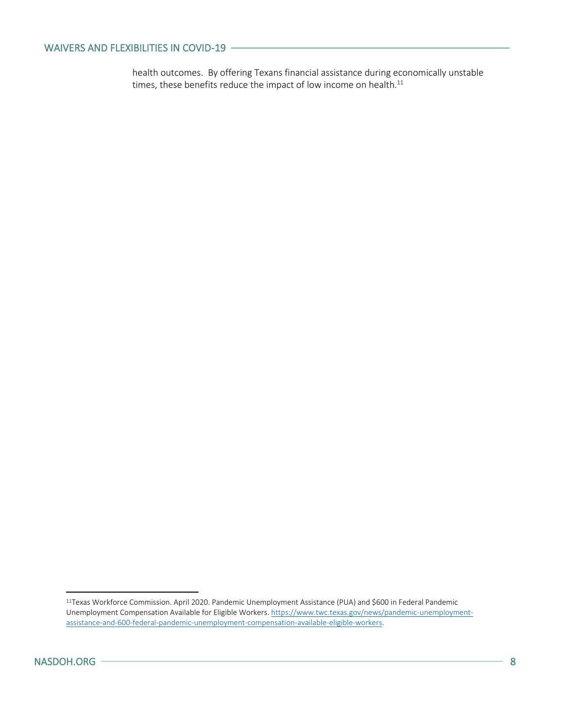health outcomes. By offering Texans financial assistance during economically unstable times, these benefits reduce the impact of low income on health.[11]

---

[11] Texas Workforce Commission. April 2020. Pandemic Unemployment Assistance (PUA) and $600 in Federal Pandemic Unemployment Compensation Available for Eligible Workers. https://www.twc.texas.gov/news/pandemic-unemployment-assistance-and-600-federal-pandemic-unemployment-compensation-available-eligible-workers.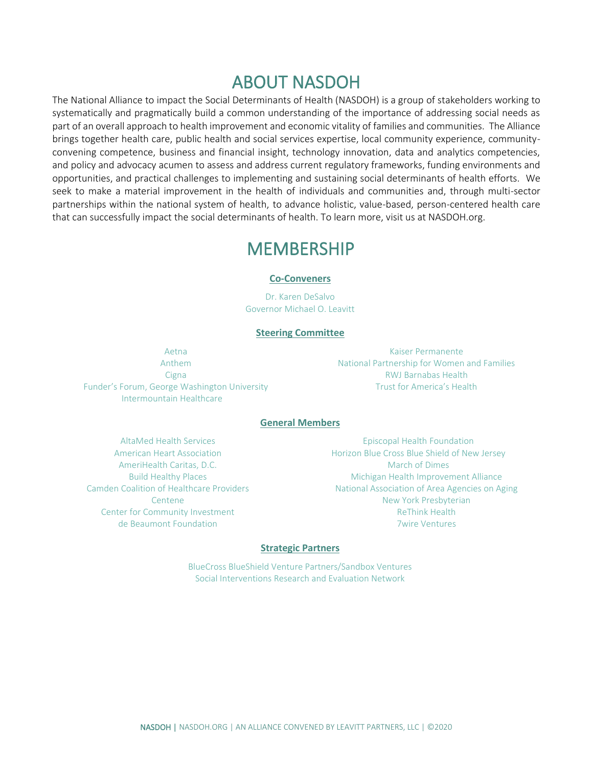# ABOUT NASDOH

The National Alliance to impact the Social Determinants of Health (NASDOH) is a group of stakeholders working to systematically and pragmatically build a common understanding of the importance of addressing social needs as part of an overall approach to health improvement and economic vitality of families and communities. The Alliance brings together health care, public health and social services expertise, local community experience, community-convening competence, business and financial insight, technology innovation, data and analytics competencies, and policy and advocacy acumen to assess and address current regulatory frameworks, funding environments and opportunities, and practical challenges to implementing and sustaining social determinants of health efforts. We seek to make a material improvement in the health of individuals and communities and, through multi-sector partnerships within the national system of health, to advance holistic, value-based, person-centered health care that can successfully impact the social determinants of health. To learn more, visit us at NASDOH.org.

# MEMBERSHIP

**Co-Conveners**

Dr. Karen DeSalvo
Governor Michael O. Leavitt

**Steering Committee**

Aetna
Anthem
Cigna
Funder's Forum, George Washington University
Intermountain Healthcare
Kaiser Permanente
National Partnership for Women and Families
RWJ Barnabas Health
Trust for America's Health

**General Members**

AltaMed Health Services
American Heart Association
AmeriHealth Caritas, D.C.
Build Healthy Places
Camden Coalition of Healthcare Providers
Centene
Center for Community Investment
de Beaumont Foundation
Episcopal Health Foundation
Horizon Blue Cross Blue Shield of New Jersey
March of Dimes
Michigan Health Improvement Alliance
National Association of Area Agencies on Aging
New York Presbyterian
ReThink Health
7wire Ventures

**Strategic Partners**

BlueCross BlueShield Venture Partners/Sandbox Ventures
Social Interventions Research and Evaluation Network